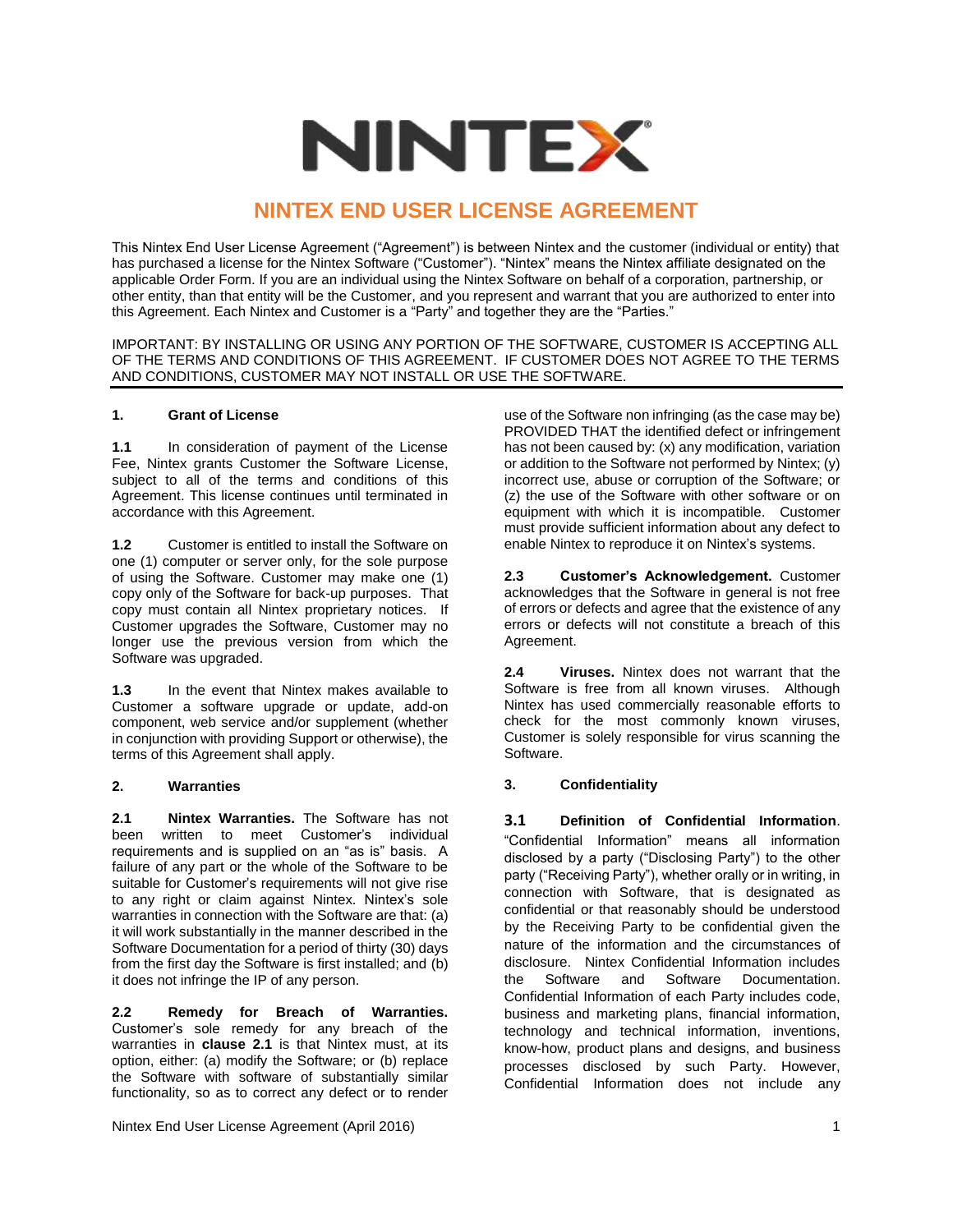# NINTEX END USER LICENSE AGREEMENT

This Nintex End User License Agreement ("Agreement") is between Nintex and the customer (individual or entity) that has purchased a license for the Nintex Software ("Customer"). "Nintex" means the Nintex affiliate designated on the applicable Order Form. If you are an individual using the Nintex Software on behalf of a corporation, partnership, or other entity, than that entity will be the Customer, and you represent and warrant that you are authorized to enter into this Agreement. Each Nintex and Customer is a "Party" and together they are the "Parties."

IMPORTANT: BY INSTALLING OR USING ANY PORTION OF THE SOFTWARE, CUSTOMER IS ACCEPTING ALL OF THE TERMS AND CONDITIONS OF THIS AGREEMENT. IF CUSTOMER DOES NOT AGREE TO THE TERMS AND CONDITIONS, CUSTOMER MAY NOT INSTALL OR USE THE SOFTWARE.

## 1. Grant of License

**1.1** In consideration of payment of the License Fee, Nintex grants Customer the Software License, subject to all of the terms and conditions of this Agreement. This license continues until terminated in accordance with this Agreement.

**1.2** Customer is entitled to install the Software on one (1) computer or server only, for the sole purpose of using the Software. Customer may make one (1) copy only of the Software for back-up purposes. That copy must contain all Nintex proprietary notices. If Customer upgrades the Software, Customer may no longer use the previous version from which the Software was upgraded.

**1.3** In the event that Nintex makes available to Customer a software upgrade or update, add-on component, web service and/or supplement (whether in conjunction with providing Support or otherwise), the terms of this Agreement shall apply.

## 2. Warranties

**2.1 Nintex Warranties.** The Software has not been written to meet Customer's individual requirements and is supplied on an "as is" basis. A failure of any part or the whole of the Software to be suitable for Customer's requirements will not give rise to any right or claim against Nintex. Nintex's sole warranties in connection with the Software are that: (a) it will work substantially in the manner described in the Software Documentation for a period of thirty (30) days from the first day the Software is first installed; and (b) it does not infringe the IP of any person.

**2.2 Remedy for Breach of Warranties.** Customer's sole remedy for any breach of the warranties in **clause 2.1** is that Nintex must, at its option, either: (a) modify the Software; or (b) replace the Software with software of substantially similar functionality, so as to correct any defect or to render use of the Software non infringing (as the case may be) PROVIDED THAT the identified defect or infringement has not been caused by: (x) any modification, variation or addition to the Software not performed by Nintex; (y) incorrect use, abuse or corruption of the Software; or (z) the use of the Software with other software or on equipment with which it is incompatible. Customer must provide sufficient information about any defect to enable Nintex to reproduce it on Nintex's systems.

**2.3 Customer's Acknowledgement.** Customer acknowledges that the Software in general is not free of errors or defects and agree that the existence of any errors or defects will not constitute a breach of this Agreement.

**2.4 Viruses.** Nintex does not warrant that the Software is free from all known viruses. Although Nintex has used commercially reasonable efforts to check for the most commonly known viruses, Customer is solely responsible for virus scanning the Software.

## 3. Confidentiality

**3.1 Definition of Confidential Information**. "Confidential Information" means all information disclosed by a party ("Disclosing Party") to the other party ("Receiving Party"), whether orally or in writing, in connection with Software, that is designated as confidential or that reasonably should be understood by the Receiving Party to be confidential given the nature of the information and the circumstances of disclosure. Nintex Confidential Information includes the Software and Software Documentation. Confidential Information of each Party includes code, business and marketing plans, financial information, technology and technical information, inventions, know-how, product plans and designs, and business processes disclosed by such Party. However, Confidential Information does not include any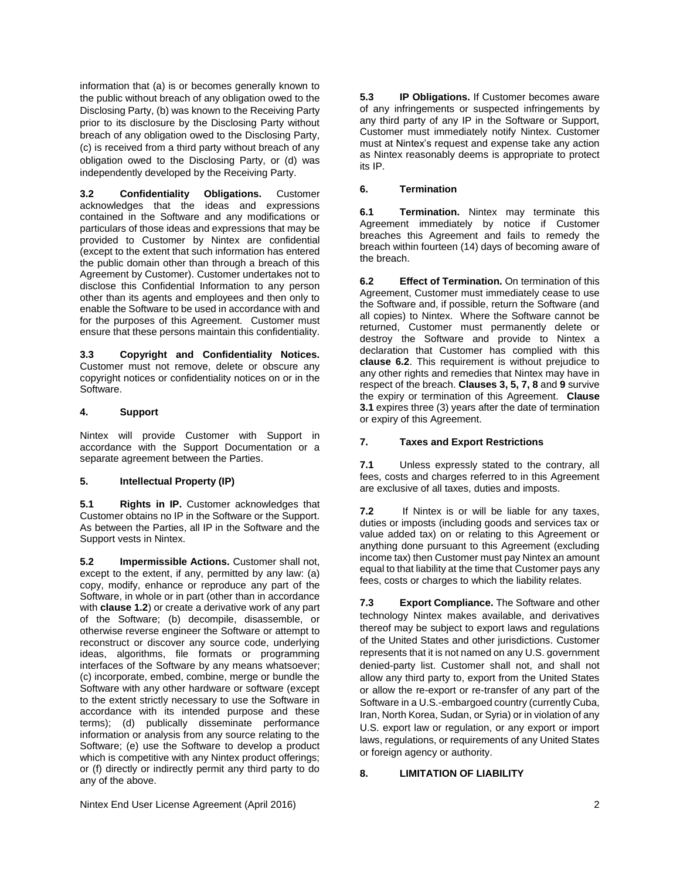information that (a) is or becomes generally known to the public without breach of any obligation owed to the Disclosing Party, (b) was known to the Receiving Party prior to its disclosure by the Disclosing Party without breach of any obligation owed to the Disclosing Party, (c) is received from a third party without breach of any obligation owed to the Disclosing Party, or (d) was independently developed by the Receiving Party.

**3.2 Confidentiality Obligations.** Customer acknowledges that the ideas and expressions contained in the Software and any modifications or particulars of those ideas and expressions that may be provided to Customer by Nintex are confidential (except to the extent that such information has entered the public domain other than through a breach of this Agreement by Customer). Customer undertakes not to disclose this Confidential Information to any person other than its agents and employees and then only to enable the Software to be used in accordance with and for the purposes of this Agreement. Customer must ensure that these persons maintain this confidentiality.

**3.3 Copyright and Confidentiality Notices.** Customer must not remove, delete or obscure any copyright notices or confidentiality notices on or in the Software.

## 4. Support

Nintex will provide Customer with Support in accordance with the Support Documentation or a separate agreement between the Parties.

## 5. Intellectual Property (IP)

**5.1 Rights in IP.** Customer acknowledges that Customer obtains no IP in the Software or the Support. As between the Parties, all IP in the Software and the Support vests in Nintex.

**5.2 Impermissible Actions.** Customer shall not, except to the extent, if any, permitted by any law: (a) copy, modify, enhance or reproduce any part of the Software, in whole or in part (other than in accordance with **clause 1.2**) or create a derivative work of any part of the Software; (b) decompile, disassemble, or otherwise reverse engineer the Software or attempt to reconstruct or discover any source code, underlying ideas, algorithms, file formats or programming interfaces of the Software by any means whatsoever; (c) incorporate, embed, combine, merge or bundle the Software with any other hardware or software (except to the extent strictly necessary to use the Software in accordance with its intended purpose and these terms); (d) publically disseminate performance information or analysis from any source relating to the Software; (e) use the Software to develop a product which is competitive with any Nintex product offerings; or (f) directly or indirectly permit any third party to do any of the above.

**5.3 IP Obligations.** If Customer becomes aware of any infringements or suspected infringements by any third party of any IP in the Software or Support, Customer must immediately notify Nintex. Customer must at Nintex's request and expense take any action as Nintex reasonably deems is appropriate to protect its IP.

## 6. Termination

**6.1 Termination.** Nintex may terminate this Agreement immediately by notice if Customer breaches this Agreement and fails to remedy the breach within fourteen (14) days of becoming aware of the breach.

**6.2 Effect of Termination.** On termination of this Agreement, Customer must immediately cease to use the Software and, if possible, return the Software (and all copies) to Nintex. Where the Software cannot be returned, Customer must permanently delete or destroy the Software and provide to Nintex a declaration that Customer has complied with this **clause 6.2**. This requirement is without prejudice to any other rights and remedies that Nintex may have in respect of the breach. **Clauses 3, 5, 7, 8** and **9** survive the expiry or termination of this Agreement. **Clause 3.1** expires three (3) years after the date of termination or expiry of this Agreement.

## 7. Taxes and Export Restrictions

**7.1** Unless expressly stated to the contrary, all fees, costs and charges referred to in this Agreement are exclusive of all taxes, duties and imposts.

**7.2** If Nintex is or will be liable for any taxes, duties or imposts (including goods and services tax or value added tax) on or relating to this Agreement or anything done pursuant to this Agreement (excluding income tax) then Customer must pay Nintex an amount equal to that liability at the time that Customer pays any fees, costs or charges to which the liability relates.

**7.3 Export Compliance.** The Software and other technology Nintex makes available, and derivatives thereof may be subject to export laws and regulations of the United States and other jurisdictions. Customer represents that it is not named on any U.S. government denied-party list. Customer shall not, and shall not allow any third party to, export from the United States or allow the re-export or re-transfer of any part of the Software in a U.S.-embargoed country (currently Cuba, Iran, North Korea, Sudan, or Syria) or in violation of any U.S. export law or regulation, or any export or import laws, regulations, or requirements of any United States or foreign agency or authority.

## 8. LIMITATION OF LIABILITY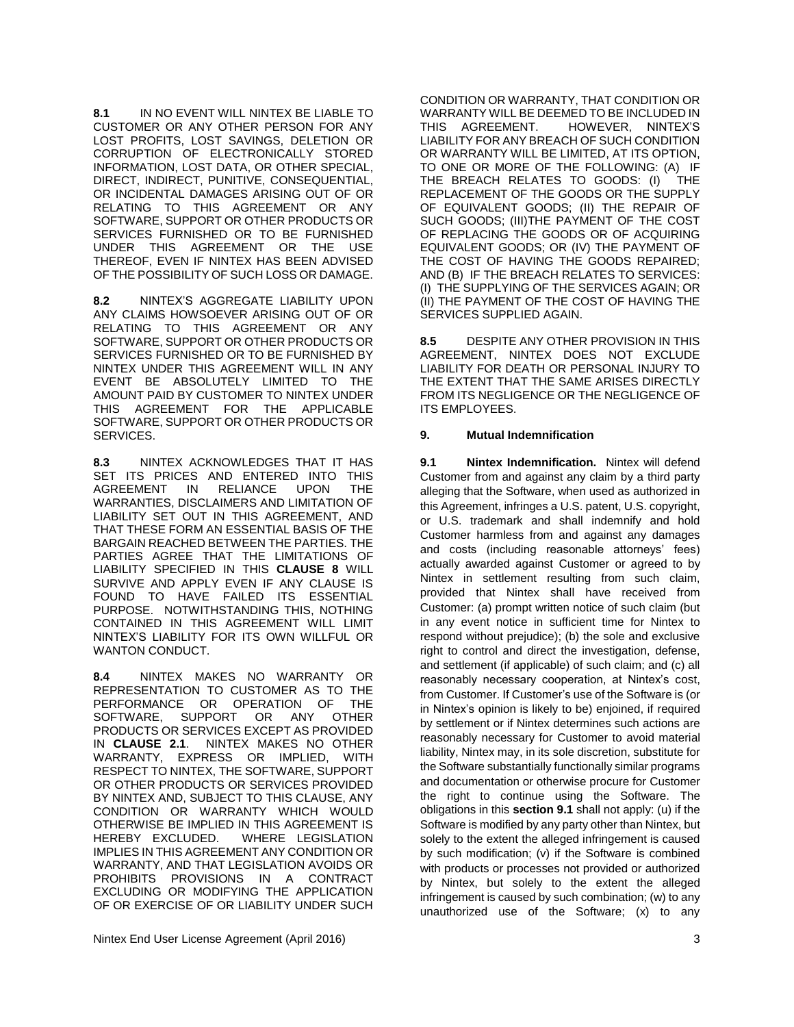**8.1** IN NO EVENT WILL NINTEX BE LIABLE TO CUSTOMER OR ANY OTHER PERSON FOR ANY LOST PROFITS, LOST SAVINGS, DELETION OR CORRUPTION OF ELECTRONICALLY STORED INFORMATION, LOST DATA, OR OTHER SPECIAL, DIRECT, INDIRECT, PUNITIVE, CONSEQUENTIAL, OR INCIDENTAL DAMAGES ARISING OUT OF OR RELATING TO THIS AGREEMENT OR ANY SOFTWARE, SUPPORT OR OTHER PRODUCTS OR SERVICES FURNISHED OR TO BE FURNISHED UNDER THIS AGREEMENT OR THE USE THEREOF, EVEN IF NINTEX HAS BEEN ADVISED OF THE POSSIBILITY OF SUCH LOSS OR DAMAGE.

**8.2** NINTEX'S AGGREGATE LIABILITY UPON ANY CLAIMS HOWSOEVER ARISING OUT OF OR RELATING TO THIS AGREEMENT OR ANY SOFTWARE, SUPPORT OR OTHER PRODUCTS OR SERVICES FURNISHED OR TO BE FURNISHED BY NINTEX UNDER THIS AGREEMENT WILL IN ANY EVENT BE ABSOLUTELY LIMITED TO THE AMOUNT PAID BY CUSTOMER TO NINTEX UNDER THIS AGREEMENT FOR THE APPLICABLE SOFTWARE, SUPPORT OR OTHER PRODUCTS OR SERVICES.

**8.3** NINTEX ACKNOWLEDGES THAT IT HAS SET ITS PRICES AND ENTERED INTO THIS AGREEMENT IN RELIANCE UPON THE WARRANTIES, DISCLAIMERS AND LIMITATION OF LIABILITY SET OUT IN THIS AGREEMENT, AND THAT THESE FORM AN ESSENTIAL BASIS OF THE BARGAIN REACHED BETWEEN THE PARTIES. THE PARTIES AGREE THAT THE LIMITATIONS OF LIABILITY SPECIFIED IN THIS **CLAUSE 8** WILL SURVIVE AND APPLY EVEN IF ANY CLAUSE IS FOUND TO HAVE FAILED ITS ESSENTIAL PURPOSE. NOTWITHSTANDING THIS, NOTHING CONTAINED IN THIS AGREEMENT WILL LIMIT NINTEX'S LIABILITY FOR ITS OWN WILLFUL OR WANTON CONDUCT.

**8.4** NINTEX MAKES NO WARRANTY OR REPRESENTATION TO CUSTOMER AS TO THE PERFORMANCE OR OPERATION OF THE SOFTWARE, SUPPORT OR ANY OTHER PRODUCTS OR SERVICES EXCEPT AS PROVIDED IN **CLAUSE 2.1**. NINTEX MAKES NO OTHER WARRANTY, EXPRESS OR IMPLIED, WITH RESPECT TO NINTEX, THE SOFTWARE, SUPPORT OR OTHER PRODUCTS OR SERVICES PROVIDED BY NINTEX AND, SUBJECT TO THIS CLAUSE, ANY CONDITION OR WARRANTY WHICH WOULD OTHERWISE BE IMPLIED IN THIS AGREEMENT IS HEREBY EXCLUDED. WHERE LEGISLATION IMPLIES IN THIS AGREEMENT ANY CONDITION OR WARRANTY, AND THAT LEGISLATION AVOIDS OR PROHIBITS PROVISIONS IN A CONTRACT EXCLUDING OR MODIFYING THE APPLICATION OF OR EXERCISE OF OR LIABILITY UNDER SUCH CONDITION OR WARRANTY, THAT CONDITION OR WARRANTY WILL BE DEEMED TO BE INCLUDED IN THIS AGREEMENT. HOWEVER, NINTEX'S LIABILITY FOR ANY BREACH OF SUCH CONDITION OR WARRANTY WILL BE LIMITED, AT ITS OPTION, TO ONE OR MORE OF THE FOLLOWING: (A) IF THE BREACH RELATES TO GOODS: (I) THE REPLACEMENT OF THE GOODS OR THE SUPPLY OF EQUIVALENT GOODS; (II) THE REPAIR OF SUCH GOODS; (III)THE PAYMENT OF THE COST OF REPLACING THE GOODS OR OF ACQUIRING EQUIVALENT GOODS; OR (IV) THE PAYMENT OF THE COST OF HAVING THE GOODS REPAIRED; AND (B) IF THE BREACH RELATES TO SERVICES: (I) THE SUPPLYING OF THE SERVICES AGAIN; OR (II) THE PAYMENT OF THE COST OF HAVING THE SERVICES SUPPLIED AGAIN.

**8.5** DESPITE ANY OTHER PROVISION IN THIS AGREEMENT, NINTEX DOES NOT EXCLUDE LIABILITY FOR DEATH OR PERSONAL INJURY TO THE EXTENT THAT THE SAME ARISES DIRECTLY FROM ITS NEGLIGENCE OR THE NEGLIGENCE OF ITS EMPLOYEES.

## 9. Mutual Indemnification

**9.1 Nintex Indemnification.** Nintex will defend Customer from and against any claim by a third party alleging that the Software, when used as authorized in this Agreement, infringes a U.S. patent, U.S. copyright, or U.S. trademark and shall indemnify and hold Customer harmless from and against any damages and costs (including reasonable attorneys' fees) actually awarded against Customer or agreed to by Nintex in settlement resulting from such claim, provided that Nintex shall have received from Customer: (a) prompt written notice of such claim (but in any event notice in sufficient time for Nintex to respond without prejudice); (b) the sole and exclusive right to control and direct the investigation, defense, and settlement (if applicable) of such claim; and (c) all reasonably necessary cooperation, at Nintex's cost, from Customer. If Customer's use of the Software is (or in Nintex's opinion is likely to be) enjoined, if required by settlement or if Nintex determines such actions are reasonably necessary for Customer to avoid material liability, Nintex may, in its sole discretion, substitute for the Software substantially functionally similar programs and documentation or otherwise procure for Customer the right to continue using the Software. The obligations in this **section 9.1** shall not apply: (u) if the Software is modified by any party other than Nintex, but solely to the extent the alleged infringement is caused by such modification; (v) if the Software is combined with products or processes not provided or authorized by Nintex, but solely to the extent the alleged infringement is caused by such combination; (w) to any unauthorized use of the Software; (x) to any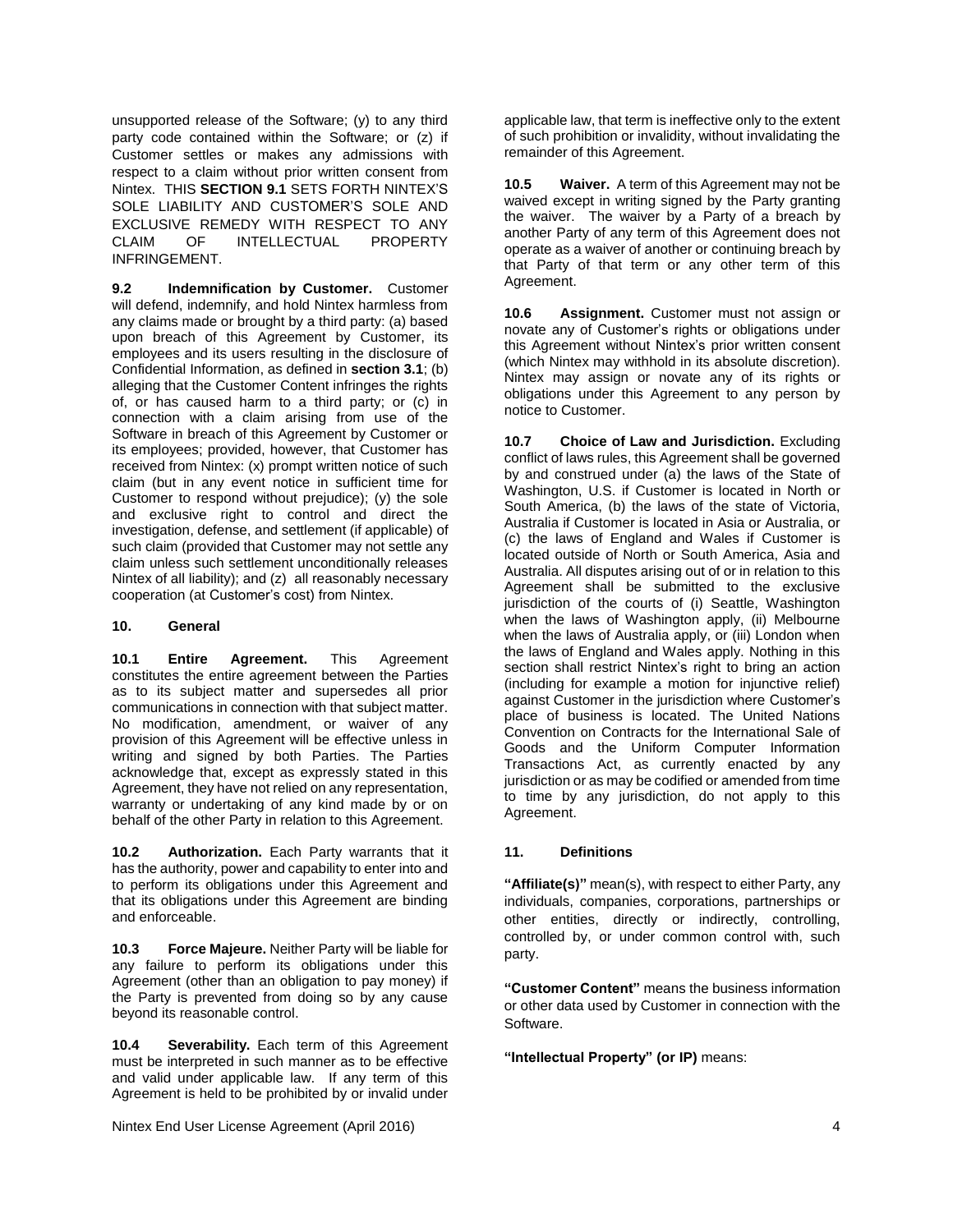unsupported release of the Software; (y) to any third party code contained within the Software; or (z) if Customer settles or makes any admissions with respect to a claim without prior written consent from Nintex. THIS **SECTION 9.1** SETS FORTH NINTEX'S SOLE LIABILITY AND CUSTOMER'S SOLE AND EXCLUSIVE REMEDY WITH RESPECT TO ANY CLAIM OF INTELLECTUAL PROPERTY INFRINGEMENT.

**9.2 Indemnification by Customer.** Customer will defend, indemnify, and hold Nintex harmless from any claims made or brought by a third party: (a) based upon breach of this Agreement by Customer, its employees and its users resulting in the disclosure of Confidential Information, as defined in **section 3.1**; (b) alleging that the Customer Content infringes the rights of, or has caused harm to a third party; or (c) in connection with a claim arising from use of the Software in breach of this Agreement by Customer or its employees; provided, however, that Customer has received from Nintex: (x) prompt written notice of such claim (but in any event notice in sufficient time for Customer to respond without prejudice); (y) the sole and exclusive right to control and direct the investigation, defense, and settlement (if applicable) of such claim (provided that Customer may not settle any claim unless such settlement unconditionally releases Nintex of all liability); and (z) all reasonably necessary cooperation (at Customer's cost) from Nintex.

## 10. General

**10.1 Entire Agreement.** This Agreement constitutes the entire agreement between the Parties as to its subject matter and supersedes all prior communications in connection with that subject matter. No modification, amendment, or waiver of any provision of this Agreement will be effective unless in writing and signed by both Parties. The Parties acknowledge that, except as expressly stated in this Agreement, they have not relied on any representation, warranty or undertaking of any kind made by or on behalf of the other Party in relation to this Agreement.

**10.2 Authorization.** Each Party warrants that it has the authority, power and capability to enter into and to perform its obligations under this Agreement and that its obligations under this Agreement are binding and enforceable.

**10.3 Force Majeure.** Neither Party will be liable for any failure to perform its obligations under this Agreement (other than an obligation to pay money) if the Party is prevented from doing so by any cause beyond its reasonable control.

**10.4 Severability.** Each term of this Agreement must be interpreted in such manner as to be effective and valid under applicable law. If any term of this Agreement is held to be prohibited by or invalid under applicable law, that term is ineffective only to the extent of such prohibition or invalidity, without invalidating the remainder of this Agreement.

**10.5 Waiver.** A term of this Agreement may not be waived except in writing signed by the Party granting the waiver. The waiver by a Party of a breach by another Party of any term of this Agreement does not operate as a waiver of another or continuing breach by that Party of that term or any other term of this Agreement.

**10.6 Assignment.** Customer must not assign or novate any of Customer's rights or obligations under this Agreement without Nintex's prior written consent (which Nintex may withhold in its absolute discretion). Nintex may assign or novate any of its rights or obligations under this Agreement to any person by notice to Customer.

**10.7 Choice of Law and Jurisdiction.** Excluding conflict of laws rules, this Agreement shall be governed by and construed under (a) the laws of the State of Washington, U.S. if Customer is located in North or South America, (b) the laws of the state of Victoria, Australia if Customer is located in Asia or Australia, or (c) the laws of England and Wales if Customer is located outside of North or South America, Asia and Australia. All disputes arising out of or in relation to this Agreement shall be submitted to the exclusive jurisdiction of the courts of (i) Seattle, Washington when the laws of Washington apply, (ii) Melbourne when the laws of Australia apply, or (iii) London when the laws of England and Wales apply. Nothing in this section shall restrict Nintex's right to bring an action (including for example a motion for injunctive relief) against Customer in the jurisdiction where Customer's place of business is located. The United Nations Convention on Contracts for the International Sale of Goods and the Uniform Computer Information Transactions Act, as currently enacted by any jurisdiction or as may be codified or amended from time to time by any jurisdiction, do not apply to this Agreement.

## 11. Definitions

**"Affiliate(s)"** mean(s), with respect to either Party, any individuals, companies, corporations, partnerships or other entities, directly or indirectly, controlling, controlled by, or under common control with, such party.

**"Customer Content"** means the business information or other data used by Customer in connection with the Software.

**"Intellectual Property" (or IP)** means: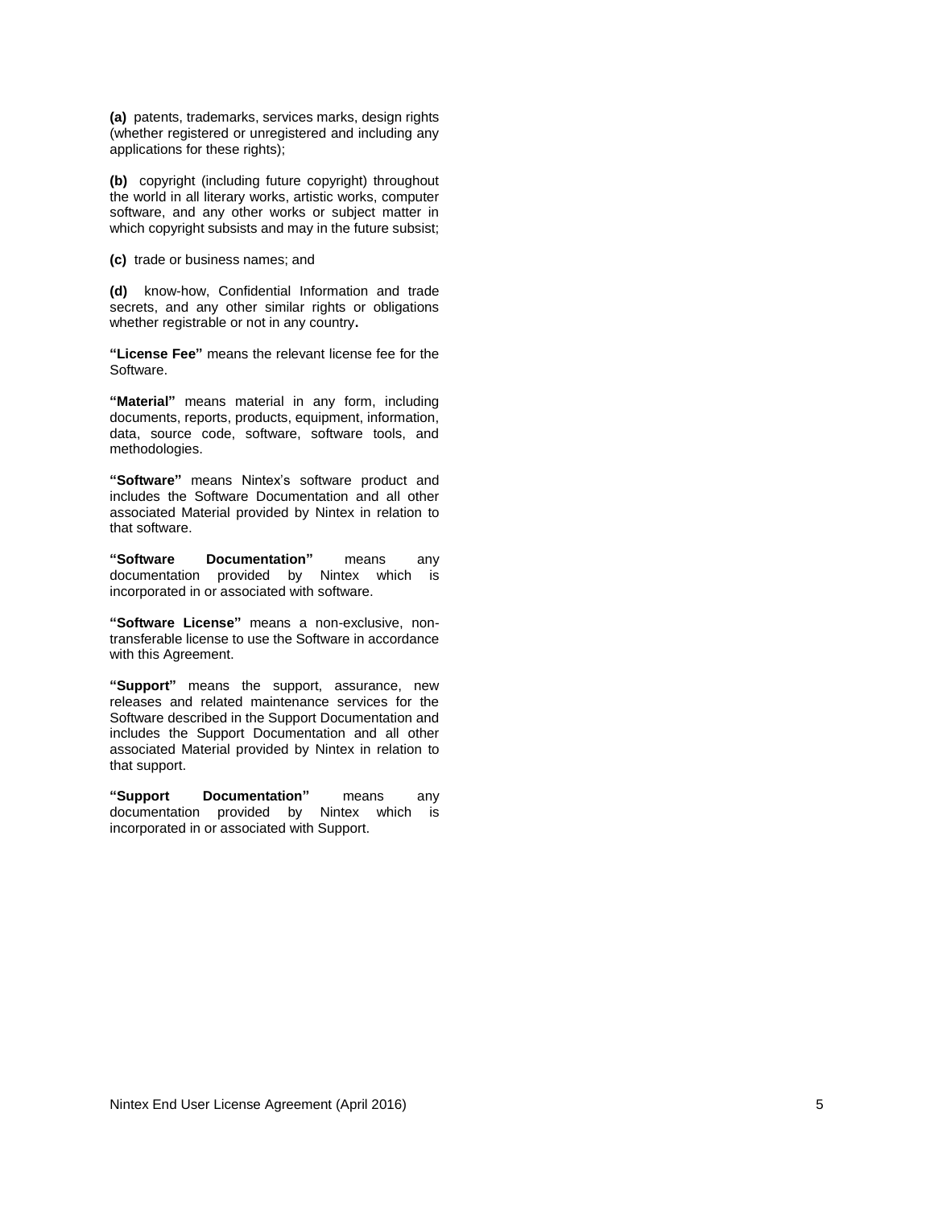**(a)** patents, trademarks, services marks, design rights (whether registered or unregistered and including any applications for these rights);

**(b)** copyright (including future copyright) throughout the world in all literary works, artistic works, computer software, and any other works or subject matter in which copyright subsists and may in the future subsist;

**(c)** trade or business names; and

**(d)** know-how, Confidential Information and trade secrets, and any other similar rights or obligations whether registrable or not in any country**.**

**"License Fee"** means the relevant license fee for the Software.

**"Material"** means material in any form, including documents, reports, products, equipment, information, data, source code, software, software tools, and methodologies.

**"Software"** means Nintex's software product and includes the Software Documentation and all other associated Material provided by Nintex in relation to that software.

**"Software Documentation"** means any documentation provided by Nintex which is incorporated in or associated with software.

**"Software License"** means a non-exclusive, non-transferable license to use the Software in accordance with this Agreement.

**"Support"** means the support, assurance, new releases and related maintenance services for the Software described in the Support Documentation and includes the Support Documentation and all other associated Material provided by Nintex in relation to that support.

**"Support Documentation"** means any documentation provided by Nintex which is incorporated in or associated with Support.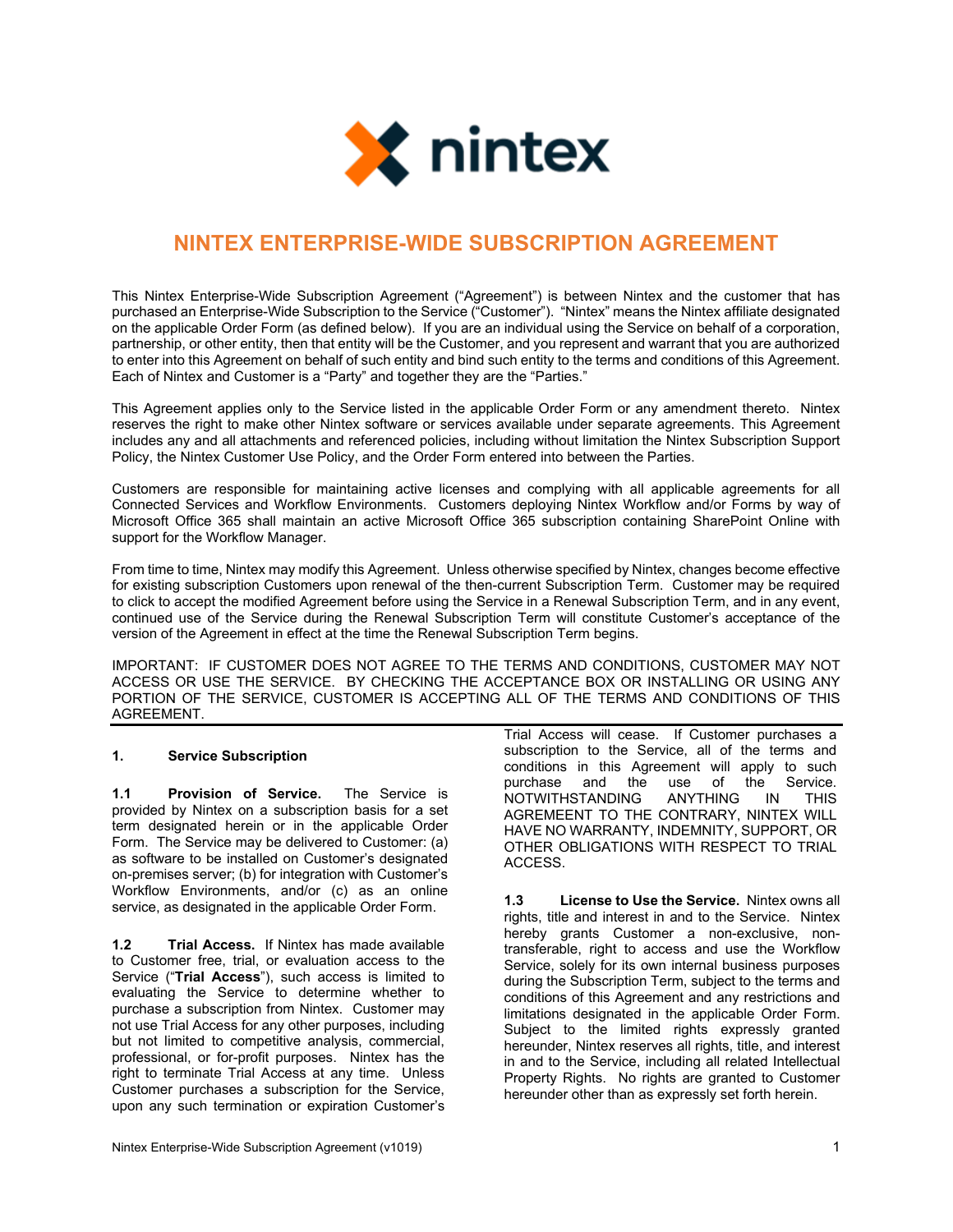# NINTEX ENTERPRISE-WIDE SUBSCRIPTION AGREEMENT

This Nintex Enterprise-Wide Subscription Agreement ("Agreement") is between Nintex and the customer that has purchased an Enterprise-Wide Subscription to the Service ("Customer"). "Nintex" means the Nintex affiliate designated on the applicable Order Form (as defined below). If you are an individual using the Service on behalf of a corporation, partnership, or other entity, then that entity will be the Customer, and you represent and warrant that you are authorized to enter into this Agreement on behalf of such entity and bind such entity to the terms and conditions of this Agreement. Each of Nintex and Customer is a "Party" and together they are the "Parties."

This Agreement applies only to the Service listed in the applicable Order Form or any amendment thereto. Nintex reserves the right to make other Nintex software or services available under separate agreements. This Agreement includes any and all attachments and referenced policies, including without limitation the Nintex Subscription Support Policy, the Nintex Customer Use Policy, and the Order Form entered into between the Parties.

Customers are responsible for maintaining active licenses and complying with all applicable agreements for all Connected Services and Workflow Environments. Customers deploying Nintex Workflow and/or Forms by way of Microsoft Office 365 shall maintain an active Microsoft Office 365 subscription containing SharePoint Online with support for the Workflow Manager.

From time to time, Nintex may modify this Agreement. Unless otherwise specified by Nintex, changes become effective for existing subscription Customers upon renewal of the then-current Subscription Term. Customer may be required to click to accept the modified Agreement before using the Service in a Renewal Subscription Term, and in any event, continued use of the Service during the Renewal Subscription Term will constitute Customer's acceptance of the version of the Agreement in effect at the time the Renewal Subscription Term begins.

IMPORTANT: IF CUSTOMER DOES NOT AGREE TO THE TERMS AND CONDITIONS, CUSTOMER MAY NOT ACCESS OR USE THE SERVICE. BY CHECKING THE ACCEPTANCE BOX OR INSTALLING OR USING ANY PORTION OF THE SERVICE, CUSTOMER IS ACCEPTING ALL OF THE TERMS AND CONDITIONS OF THIS AGREEMENT.

## 1. Service Subscription

**1.1 Provision of Service.** The Service is provided by Nintex on a subscription basis for a set term designated herein or in the applicable Order Form. The Service may be delivered to Customer: (a) as software to be installed on Customer's designated on-premises server; (b) for integration with Customer's Workflow Environments, and/or (c) as an online service, as designated in the applicable Order Form.

**1.2 Trial Access.** If Nintex has made available to Customer free, trial, or evaluation access to the Service ("**Trial Access**"), such access is limited to evaluating the Service to determine whether to purchase a subscription from Nintex. Customer may not use Trial Access for any other purposes, including but not limited to competitive analysis, commercial, professional, or for-profit purposes. Nintex has the right to terminate Trial Access at any time. Unless Customer purchases a subscription for the Service, upon any such termination or expiration Customer's Trial Access will cease. If Customer purchases a subscription to the Service, all of the terms and conditions in this Agreement will apply to such purchase and the use of the Service. NOTWITHSTANDING ANYTHING IN THIS AGREEMENT TO THE CONTRARY, NINTEX WILL HAVE NO WARRANTY, INDEMNITY, SUPPORT, OR OTHER OBLIGATIONS WITH RESPECT TO TRIAL ACCESS.

**1.3 License to Use the Service.** Nintex owns all rights, title and interest in and to the Service. Nintex hereby grants Customer a non-exclusive, non-transferable, right to access and use the Workflow Service, solely for its own internal business purposes during the Subscription Term, subject to the terms and conditions of this Agreement and any restrictions and limitations designated in the applicable Order Form. Subject to the limited rights expressly granted hereunder, Nintex reserves all rights, title, and interest in and to the Service, including all related Intellectual Property Rights. No rights are granted to Customer hereunder other than as expressly set forth herein.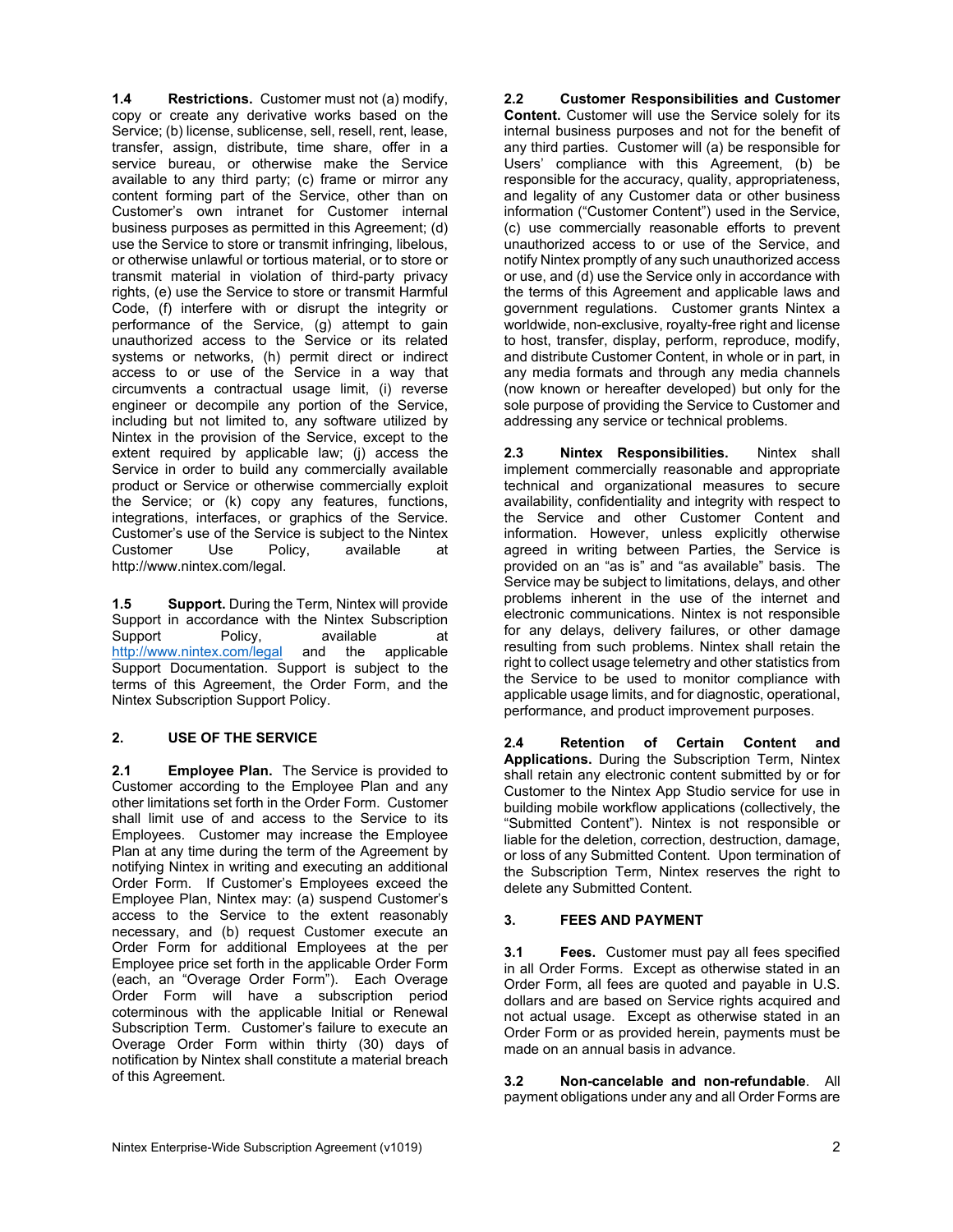**1.4 Restrictions.** Customer must not (a) modify, copy or create any derivative works based on the Service; (b) license, sublicense, sell, resell, rent, lease, transfer, assign, distribute, time share, offer in a service bureau, or otherwise make the Service available to any third party; (c) frame or mirror any content forming part of the Service, other than on Customer's own intranet for Customer internal business purposes as permitted in this Agreement; (d) use the Service to store or transmit infringing, libelous, or otherwise unlawful or tortious material, or to store or transmit material in violation of third-party privacy rights, (e) use the Service to store or transmit Harmful Code, (f) interfere with or disrupt the integrity or performance of the Service, (g) attempt to gain unauthorized access to the Service or its related systems or networks, (h) permit direct or indirect access to or use of the Service in a way that circumvents a contractual usage limit, (i) reverse engineer or decompile any portion of the Service, including but not limited to, any software utilized by Nintex in the provision of the Service, except to the extent required by applicable law; (j) access the Service in order to build any commercially available product or Service or otherwise commercially exploit the Service; or (k) copy any features, functions, integrations, interfaces, or graphics of the Service. Customer's use of the Service is subject to the Nintex Customer Use Policy, available at http://www.nintex.com/legal.

**1.5 Support.** During the Term, Nintex will provide Support in accordance with the Nintex Subscription Support Policy, available at http://www.nintex.com/legal and the applicable Support Documentation. Support is subject to the terms of this Agreement, the Order Form, and the Nintex Subscription Support Policy.

## 2. USE OF THE SERVICE

**2.1 Employee Plan.** The Service is provided to Customer according to the Employee Plan and any other limitations set forth in the Order Form. Customer shall limit use of and access to the Service to its Employees. Customer may increase the Employee Plan at any time during the term of the Agreement by notifying Nintex in writing and executing an additional Order Form. If Customer's Employees exceed the Employee Plan, Nintex may: (a) suspend Customer's access to the Service to the extent reasonably necessary, and (b) request Customer execute an Order Form for additional Employees at the per Employee price set forth in the applicable Order Form (each, an "Overage Order Form"). Each Overage Order Form will have a subscription period coterminous with the applicable Initial or Renewal Subscription Term. Customer's failure to execute an Overage Order Form within thirty (30) days of notification by Nintex shall constitute a material breach of this Agreement.

**2.2 Customer Responsibilities and Customer Content.** Customer will use the Service solely for its internal business purposes and not for the benefit of any third parties. Customer will (a) be responsible for Users' compliance with this Agreement, (b) be responsible for the accuracy, quality, appropriateness, and legality of any Customer data or other business information ("Customer Content") used in the Service, (c) use commercially reasonable efforts to prevent unauthorized access to or use of the Service, and notify Nintex promptly of any such unauthorized access or use, and (d) use the Service only in accordance with the terms of this Agreement and applicable laws and government regulations. Customer grants Nintex a worldwide, non-exclusive, royalty-free right and license to host, transfer, display, perform, reproduce, modify, and distribute Customer Content, in whole or in part, in any media formats and through any media channels (now known or hereafter developed) but only for the sole purpose of providing the Service to Customer and addressing any service or technical problems.

**2.3 Nintex Responsibilities.** Nintex shall implement commercially reasonable and appropriate technical and organizational measures to secure availability, confidentiality and integrity with respect to the Service and other Customer Content and information. However, unless explicitly otherwise agreed in writing between Parties, the Service is provided on an "as is" and "as available" basis. The Service may be subject to limitations, delays, and other problems inherent in the use of the internet and electronic communications. Nintex is not responsible for any delays, delivery failures, or other damage resulting from such problems. Nintex shall retain the right to collect usage telemetry and other statistics from the Service to be used to monitor compliance with applicable usage limits, and for diagnostic, operational, performance, and product improvement purposes.

**2.4 Retention of Certain Content and Applications.** During the Subscription Term, Nintex shall retain any electronic content submitted by or for Customer to the Nintex App Studio service for use in building mobile workflow applications (collectively, the "Submitted Content"). Nintex is not responsible or liable for the deletion, correction, destruction, damage, or loss of any Submitted Content. Upon termination of the Subscription Term, Nintex reserves the right to delete any Submitted Content.

## 3. FEES AND PAYMENT

**3.1 Fees.** Customer must pay all fees specified in all Order Forms. Except as otherwise stated in an Order Form, all fees are quoted and payable in U.S. dollars and are based on Service rights acquired and not actual usage. Except as otherwise stated in an Order Form or as provided herein, payments must be made on an annual basis in advance.

**3.2 Non-cancelable and non-refundable.** All payment obligations under any and all Order Forms are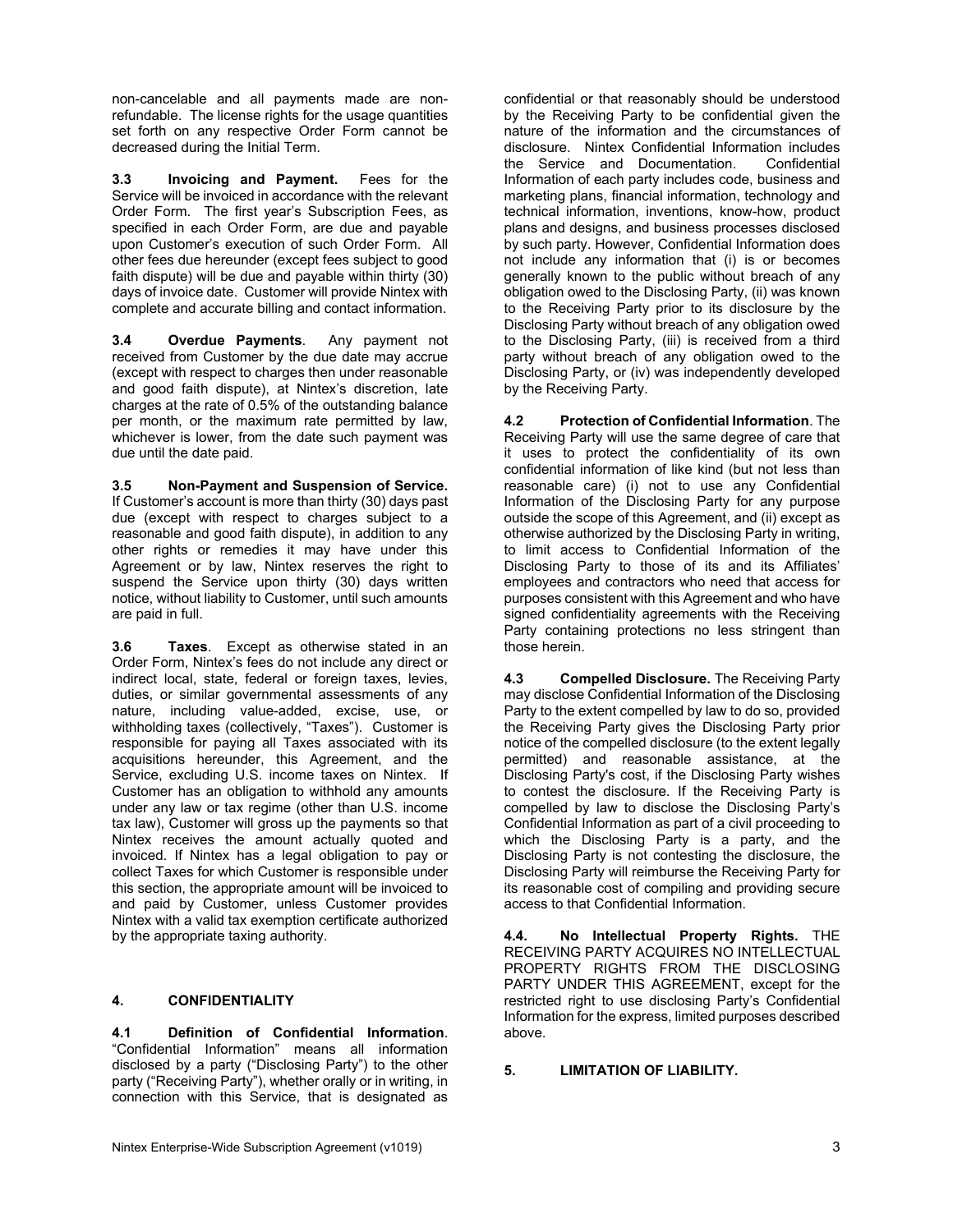non-cancelable and all payments made are non-refundable. The license rights for the usage quantities set forth on any respective Order Form cannot be decreased during the Initial Term.

**3.3 Invoicing and Payment.** Fees for the Service will be invoiced in accordance with the relevant Order Form. The first year's Subscription Fees, as specified in each Order Form, are due and payable upon Customer's execution of such Order Form. All other fees due hereunder (except fees subject to good faith dispute) will be due and payable within thirty (30) days of invoice date. Customer will provide Nintex with complete and accurate billing and contact information.

**3.4 Overdue Payments**. Any payment not received from Customer by the due date may accrue (except with respect to charges then under reasonable and good faith dispute), at Nintex's discretion, late charges at the rate of 0.5% of the outstanding balance per month, or the maximum rate permitted by law, whichever is lower, from the date such payment was due until the date paid.

**3.5 Non-Payment and Suspension of Service.** If Customer's account is more than thirty (30) days past due (except with respect to charges subject to a reasonable and good faith dispute), in addition to any other rights or remedies it may have under this Agreement or by law, Nintex reserves the right to suspend the Service upon thirty (30) days written notice, without liability to Customer, until such amounts are paid in full.

**3.6 Taxes**. Except as otherwise stated in an Order Form, Nintex's fees do not include any direct or indirect local, state, federal or foreign taxes, levies, duties, or similar governmental assessments of any nature, including value-added, excise, use, or withholding taxes (collectively, "Taxes"). Customer is responsible for paying all Taxes associated with its acquisitions hereunder, this Agreement, and the Service, excluding U.S. income taxes on Nintex. If Customer has an obligation to withhold any amounts under any law or tax regime (other than U.S. income tax law), Customer will gross up the payments so that Nintex receives the amount actually quoted and invoiced. If Nintex has a legal obligation to pay or collect Taxes for which Customer is responsible under this section, the appropriate amount will be invoiced to and paid by Customer, unless Customer provides Nintex with a valid tax exemption certificate authorized by the appropriate taxing authority.

## 4. CONFIDENTIALITY

**4.1 Definition of Confidential Information**. "Confidential Information" means all information disclosed by a party ("Disclosing Party") to the other party ("Receiving Party"), whether orally or in writing, in connection with this Service, that is designated as confidential or that reasonably should be understood by the Receiving Party to be confidential given the nature of the information and the circumstances of disclosure. Nintex Confidential Information includes the Service and Documentation. Confidential Information of each party includes code, business and marketing plans, financial information, technology and technical information, inventions, know-how, product plans and designs, and business processes disclosed by such party. However, Confidential Information does not include any information that (i) is or becomes generally known to the public without breach of any obligation owed to the Disclosing Party, (ii) was known to the Receiving Party prior to its disclosure by the Disclosing Party without breach of any obligation owed to the Disclosing Party, (iii) is received from a third party without breach of any obligation owed to the Disclosing Party, or (iv) was independently developed by the Receiving Party.

**4.2 Protection of Confidential Information**. The Receiving Party will use the same degree of care that it uses to protect the confidentiality of its own confidential information of like kind (but not less than reasonable care) (i) not to use any Confidential Information of the Disclosing Party for any purpose outside the scope of this Agreement, and (ii) except as otherwise authorized by the Disclosing Party in writing, to limit access to Confidential Information of the Disclosing Party to those of its and its Affiliates' employees and contractors who need that access for purposes consistent with this Agreement and who have signed confidentiality agreements with the Receiving Party containing protections no less stringent than those herein.

**4.3 Compelled Disclosure.** The Receiving Party may disclose Confidential Information of the Disclosing Party to the extent compelled by law to do so, provided the Receiving Party gives the Disclosing Party prior notice of the compelled disclosure (to the extent legally permitted) and reasonable assistance, at the Disclosing Party's cost, if the Disclosing Party wishes to contest the disclosure. If the Receiving Party is compelled by law to disclose the Disclosing Party's Confidential Information as part of a civil proceeding to which the Disclosing Party is a party, and the Disclosing Party is not contesting the disclosure, the Disclosing Party will reimburse the Receiving Party for its reasonable cost of compiling and providing secure access to that Confidential Information.

**4.4. No Intellectual Property Rights.** THE RECEIVING PARTY ACQUIRES NO INTELLECTUAL PROPERTY RIGHTS FROM THE DISCLOSING PARTY UNDER THIS AGREEMENT, except for the restricted right to use disclosing Party's Confidential Information for the express, limited purposes described above.

## 5. LIMITATION OF LIABILITY.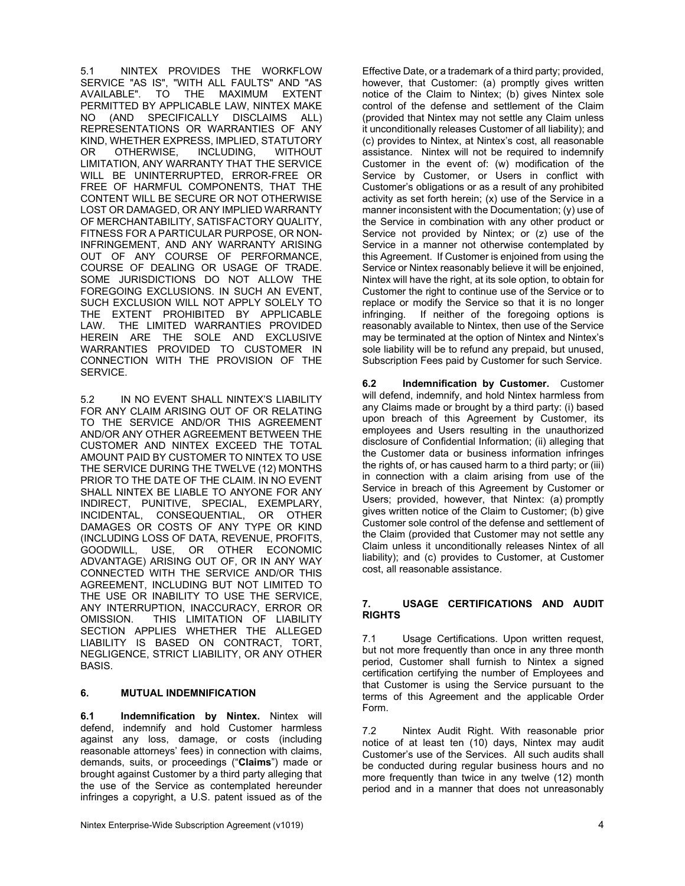5.1 NINTEX PROVIDES THE WORKFLOW SERVICE "AS IS", "WITH ALL FAULTS" AND "AS AVAILABLE". TO THE MAXIMUM EXTENT PERMITTED BY APPLICABLE LAW, NINTEX MAKE NO (AND SPECIFICALLY DISCLAIMS ALL) REPRESENTATIONS OR WARRANTIES OF ANY KIND, WHETHER EXPRESS, IMPLIED, STATUTORY OR OTHERWISE, INCLUDING, WITHOUT LIMITATION, ANY WARRANTY THAT THE SERVICE WILL BE UNINTERRUPTED, ERROR-FREE OR FREE OF HARMFUL COMPONENTS, THAT THE CONTENT WILL BE SECURE OR NOT OTHERWISE LOST OR DAMAGED, OR ANY IMPLIED WARRANTY OF MERCHANTABILITY, SATISFACTORY QUALITY, FITNESS FOR A PARTICULAR PURPOSE, OR NON-INFRINGEMENT, AND ANY WARRANTY ARISING OUT OF ANY COURSE OF PERFORMANCE, COURSE OF DEALING OR USAGE OF TRADE. SOME JURISDICTIONS DO NOT ALLOW THE FOREGOING EXCLUSIONS. IN SUCH AN EVENT, SUCH EXCLUSION WILL NOT APPLY SOLELY TO THE EXTENT PROHIBITED BY APPLICABLE LAW. THE LIMITED WARRANTIES PROVIDED HEREIN ARE THE SOLE AND EXCLUSIVE WARRANTIES PROVIDED TO CUSTOMER IN CONNECTION WITH THE PROVISION OF THE SERVICE.

5.2 IN NO EVENT SHALL NINTEX'S LIABILITY FOR ANY CLAIM ARISING OUT OF OR RELATING TO THE SERVICE AND/OR THIS AGREEMENT AND/OR ANY OTHER AGREEMENT BETWEEN THE CUSTOMER AND NINTEX EXCEED THE TOTAL AMOUNT PAID BY CUSTOMER TO NINTEX TO USE THE SERVICE DURING THE TWELVE (12) MONTHS PRIOR TO THE DATE OF THE CLAIM. IN NO EVENT SHALL NINTEX BE LIABLE TO ANYONE FOR ANY INDIRECT, PUNITIVE, SPECIAL, EXEMPLARY, INCIDENTAL, CONSEQUENTIAL, OR OTHER DAMAGES OR COSTS OF ANY TYPE OR KIND (INCLUDING LOSS OF DATA, REVENUE, PROFITS, GOODWILL, USE, OR OTHER ECONOMIC ADVANTAGE) ARISING OUT OF, OR IN ANY WAY CONNECTED WITH THE SERVICE AND/OR THIS AGREEMENT, INCLUDING BUT NOT LIMITED TO THE USE OR INABILITY TO USE THE SERVICE, ANY INTERRUPTION, INACCURACY, ERROR OR OMISSION. THIS LIMITATION OF LIABILITY SECTION APPLIES WHETHER THE ALLEGED LIABILITY IS BASED ON CONTRACT, TORT, NEGLIGENCE, STRICT LIABILITY, OR ANY OTHER BASIS.

## 6. MUTUAL INDEMNIFICATION

**6.1 Indemnification by Nintex.** Nintex will defend, indemnify and hold Customer harmless against any loss, damage, or costs (including reasonable attorneys' fees) in connection with claims, demands, suits, or proceedings ("**Claims**") made or brought against Customer by a third party alleging that the use of the Service as contemplated hereunder infringes a copyright, a U.S. patent issued as of the Effective Date, or a trademark of a third party; provided, however, that Customer: (a) promptly gives written notice of the Claim to Nintex; (b) gives Nintex sole control of the defense and settlement of the Claim (provided that Nintex may not settle any Claim unless it unconditionally releases Customer of all liability); and (c) provides to Nintex, at Nintex's cost, all reasonable assistance. Nintex will not be required to indemnify Customer in the event of: (w) modification of the Service by Customer, or Users in conflict with Customer's obligations or as a result of any prohibited activity as set forth herein; (x) use of the Service in a manner inconsistent with the Documentation; (y) use of the Service in combination with any other product or Service not provided by Nintex; or (z) use of the Service in a manner not otherwise contemplated by this Agreement. If Customer is enjoined from using the Service or Nintex reasonably believe it will be enjoined, Nintex will have the right, at its sole option, to obtain for Customer the right to continue use of the Service or to replace or modify the Service so that it is no longer infringing. If neither of the foregoing options is reasonably available to Nintex, then use of the Service may be terminated at the option of Nintex and Nintex's sole liability will be to refund any prepaid, but unused, Subscription Fees paid by Customer for such Service.

**6.2 Indemnification by Customer.** Customer will defend, indemnify, and hold Nintex harmless from any Claims made or brought by a third party: (i) based upon breach of this Agreement by Customer, its employees and Users resulting in the unauthorized disclosure of Confidential Information; (ii) alleging that the Customer data or business information infringes the rights of, or has caused harm to a third party; or (iii) in connection with a claim arising from use of the Service in breach of this Agreement by Customer or Users; provided, however, that Nintex: (a) promptly gives written notice of the Claim to Customer; (b) give Customer sole control of the defense and settlement of the Claim (provided that Customer may not settle any Claim unless it unconditionally releases Nintex of all liability); and (c) provides to Customer, at Customer cost, all reasonable assistance.

## 7. USAGE CERTIFICATIONS AND AUDIT RIGHTS

7.1 Usage Certifications. Upon written request, but not more frequently than once in any three month period, Customer shall furnish to Nintex a signed certification certifying the number of Employees and that Customer is using the Service pursuant to the terms of this Agreement and the applicable Order Form.

7.2 Nintex Audit Right. With reasonable prior notice of at least ten (10) days, Nintex may audit Customer's use of the Services. All such audits shall be conducted during regular business hours and no more frequently than twice in any twelve (12) month period and in a manner that does not unreasonably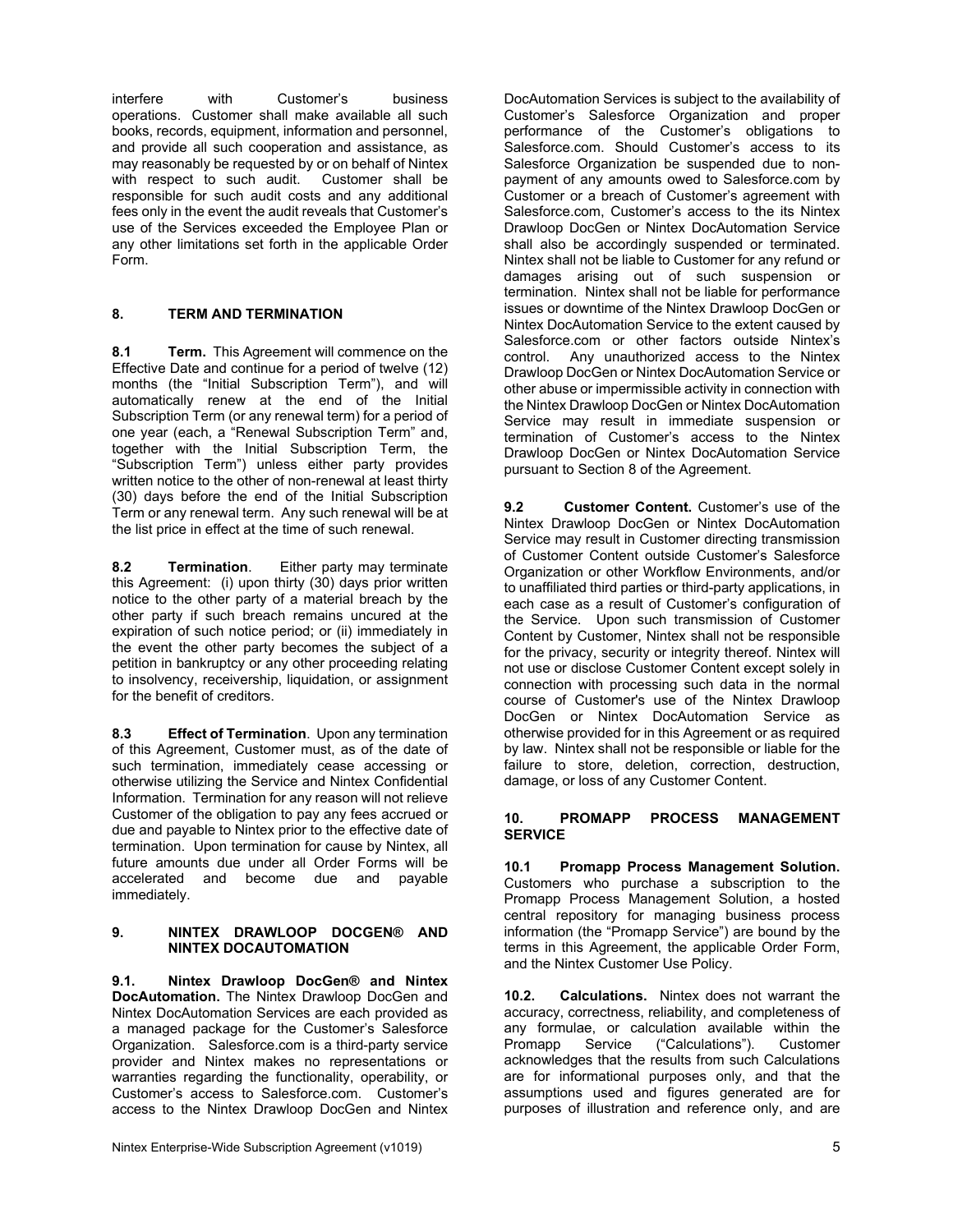interfere with Customer's business operations. Customer shall make available all such books, records, equipment, information and personnel, and provide all such cooperation and assistance, as may reasonably be requested by or on behalf of Nintex with respect to such audit. Customer shall be responsible for such audit costs and any additional fees only in the event the audit reveals that Customer's use of the Services exceeded the Employee Plan or any other limitations set forth in the applicable Order Form.

## 8. TERM AND TERMINATION

**8.1 Term.** This Agreement will commence on the Effective Date and continue for a period of twelve (12) months (the "Initial Subscription Term"), and will automatically renew at the end of the Initial Subscription Term (or any renewal term) for a period of one year (each, a "Renewal Subscription Term" and, together with the Initial Subscription Term, the "Subscription Term") unless either party provides written notice to the other of non-renewal at least thirty (30) days before the end of the Initial Subscription Term or any renewal term. Any such renewal will be at the list price in effect at the time of such renewal.

**8.2 Termination**. Either party may terminate this Agreement: (i) upon thirty (30) days prior written notice to the other party of a material breach by the other party if such breach remains uncured at the expiration of such notice period; or (ii) immediately in the event the other party becomes the subject of a petition in bankruptcy or any other proceeding relating to insolvency, receivership, liquidation, or assignment for the benefit of creditors.

**8.3 Effect of Termination**. Upon any termination of this Agreement, Customer must, as of the date of such termination, immediately cease accessing or otherwise utilizing the Service and Nintex Confidential Information. Termination for any reason will not relieve Customer of the obligation to pay any fees accrued or due and payable to Nintex prior to the effective date of termination. Upon termination for cause by Nintex, all future amounts due under all Order Forms will be accelerated and become due and payable immediately.

## 9. NINTEX DRAWLOOP DOCGEN® AND NINTEX DOCAUTOMATION

**9.1. Nintex Drawloop DocGen® and Nintex DocAutomation.** The Nintex Drawloop DocGen and Nintex DocAutomation Services are each provided as a managed package for the Customer's Salesforce Organization. Salesforce.com is a third-party service provider and Nintex makes no representations or warranties regarding the functionality, operability, or Customer's access to Salesforce.com. Customer's access to the Nintex Drawloop DocGen and Nintex DocAutomation Services is subject to the availability of Customer's Salesforce Organization and proper performance of the Customer's obligations to Salesforce.com. Should Customer's access to its Salesforce Organization be suspended due to non-payment of any amounts owed to Salesforce.com by Customer or a breach of Customer's agreement with Salesforce.com, Customer's access to the its Nintex Drawloop DocGen or Nintex DocAutomation Service shall also be accordingly suspended or terminated. Nintex shall not be liable to Customer for any refund or damages arising out of such suspension or termination. Nintex shall not be liable for performance issues or downtime of the Nintex Drawloop DocGen or Nintex DocAutomation Service to the extent caused by Salesforce.com or other factors outside Nintex's control. Any unauthorized access to the Nintex Drawloop DocGen or Nintex DocAutomation Service or other abuse or impermissible activity in connection with the Nintex Drawloop DocGen or Nintex DocAutomation Service may result in immediate suspension or termination of Customer's access to the Nintex Drawloop DocGen or Nintex DocAutomation Service pursuant to Section 8 of the Agreement.

**9.2 Customer Content.** Customer's use of the Nintex Drawloop DocGen or Nintex DocAutomation Service may result in Customer directing transmission of Customer Content outside Customer's Salesforce Organization or other Workflow Environments, and/or to unaffiliated third parties or third-party applications, in each case as a result of Customer's configuration of the Service. Upon such transmission of Customer Content by Customer, Nintex shall not be responsible for the privacy, security or integrity thereof. Nintex will not use or disclose Customer Content except solely in connection with processing such data in the normal course of Customer's use of the Nintex Drawloop DocGen or Nintex DocAutomation Service as otherwise provided for in this Agreement or as required by law. Nintex shall not be responsible or liable for the failure to store, deletion, correction, destruction, damage, or loss of any Customer Content.

## 10. PROMAPP PROCESS MANAGEMENT SERVICE

**10.1 Promapp Process Management Solution.** Customers who purchase a subscription to the Promapp Process Management Solution, a hosted central repository for managing business process information (the "Promapp Service") are bound by the terms in this Agreement, the applicable Order Form, and the Nintex Customer Use Policy.

**10.2. Calculations.** Nintex does not warrant the accuracy, correctness, reliability, and completeness of any formulae, or calculation available within the Promapp Service ("Calculations"). Customer acknowledges that the results from such Calculations are for informational purposes only, and that the assumptions used and figures generated are for purposes of illustration and reference only, and are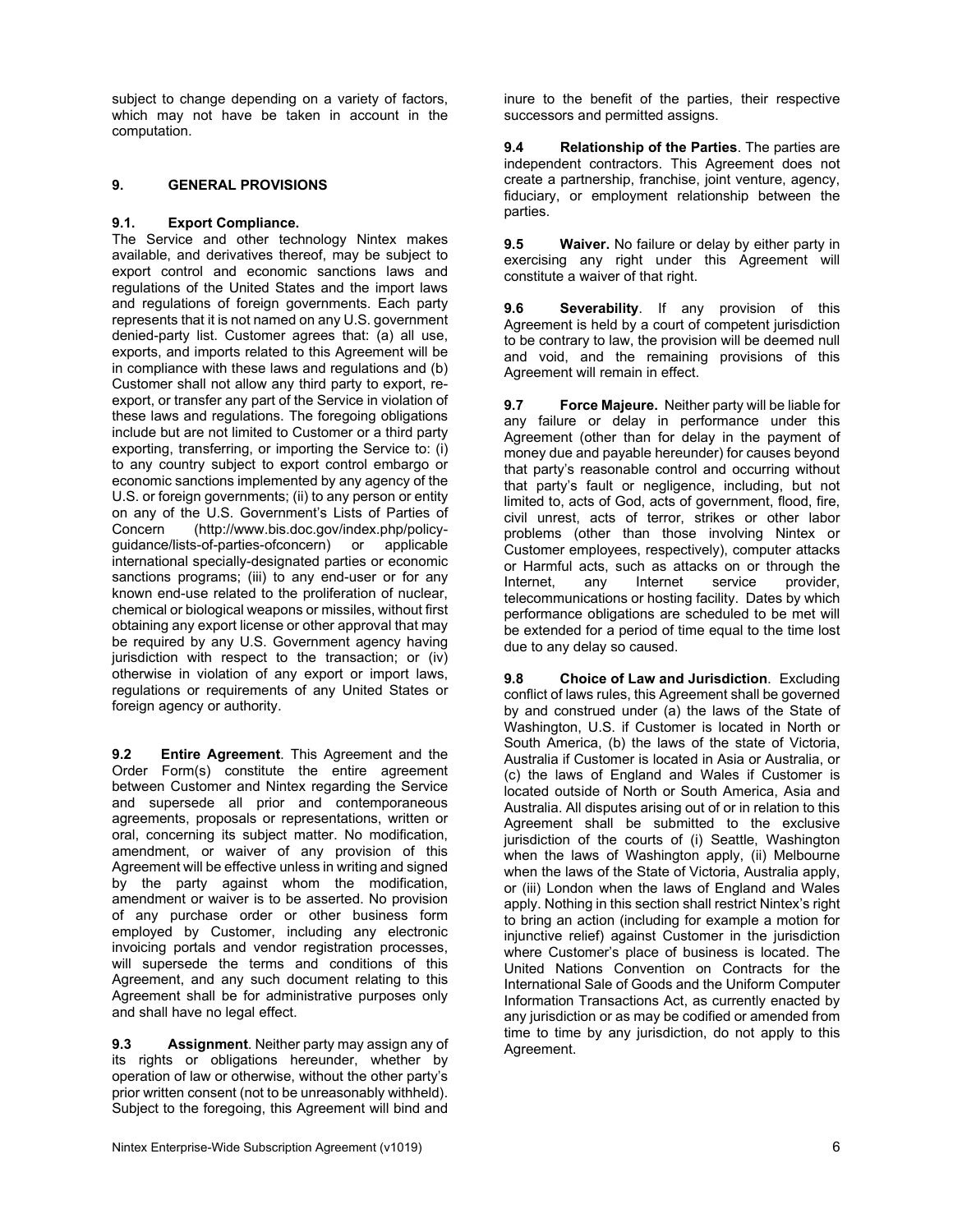subject to change depending on a variety of factors, which may not have be taken in account in the computation.

## 9. GENERAL PROVISIONS

### 9.1. Export Compliance.

The Service and other technology Nintex makes available, and derivatives thereof, may be subject to export control and economic sanctions laws and regulations of the United States and the import laws and regulations of foreign governments. Each party represents that it is not named on any U.S. government denied-party list. Customer agrees that: (a) all use, exports, and imports related to this Agreement will be in compliance with these laws and regulations and (b) Customer shall not allow any third party to export, re-export, or transfer any part of the Service in violation of these laws and regulations. The foregoing obligations include but are not limited to Customer or a third party exporting, transferring, or importing the Service to: (i) to any country subject to export control embargo or economic sanctions implemented by any agency of the U.S. or foreign governments; (ii) to any person or entity on any of the U.S. Government's Lists of Parties of Concern (http://www.bis.doc.gov/index.php/policy-guidance/lists-of-parties-ofconcern) or applicable international specially-designated parties or economic sanctions programs; (iii) to any end-user or for any known end-use related to the proliferation of nuclear, chemical or biological weapons or missiles, without first obtaining any export license or other approval that may be required by any U.S. Government agency having jurisdiction with respect to the transaction; or (iv) otherwise in violation of any export or import laws, regulations or requirements of any United States or foreign agency or authority.

**9.2 Entire Agreement**. This Agreement and the Order Form(s) constitute the entire agreement between Customer and Nintex regarding the Service and supersede all prior and contemporaneous agreements, proposals or representations, written or oral, concerning its subject matter. No modification, amendment, or waiver of any provision of this Agreement will be effective unless in writing and signed by the party against whom the modification, amendment or waiver is to be asserted. No provision of any purchase order or other business form employed by Customer, including any electronic invoicing portals and vendor registration processes, will supersede the terms and conditions of this Agreement, and any such document relating to this Agreement shall be for administrative purposes only and shall have no legal effect.

**9.3 Assignment**. Neither party may assign any of its rights or obligations hereunder, whether by operation of law or otherwise, without the other party's prior written consent (not to be unreasonably withheld). Subject to the foregoing, this Agreement will bind and inure to the benefit of the parties, their respective successors and permitted assigns.

**9.4 Relationship of the Parties**. The parties are independent contractors. This Agreement does not create a partnership, franchise, joint venture, agency, fiduciary, or employment relationship between the parties.

**9.5 Waiver.** No failure or delay by either party in exercising any right under this Agreement will constitute a waiver of that right.

**9.6 Severability**. If any provision of this Agreement is held by a court of competent jurisdiction to be contrary to law, the provision will be deemed null and void, and the remaining provisions of this Agreement will remain in effect.

**9.7 Force Majeure.** Neither party will be liable for any failure or delay in performance under this Agreement (other than for delay in the payment of money due and payable hereunder) for causes beyond that party's reasonable control and occurring without that party's fault or negligence, including, but not limited to, acts of God, acts of government, flood, fire, civil unrest, acts of terror, strikes or other labor problems (other than those involving Nintex or Customer employees, respectively), computer attacks or Harmful acts, such as attacks on or through the Internet, any Internet service provider, telecommunications or hosting facility. Dates by which performance obligations are scheduled to be met will be extended for a period of time equal to the time lost due to any delay so caused.

**9.8 Choice of Law and Jurisdiction**. Excluding conflict of laws rules, this Agreement shall be governed by and construed under (a) the laws of the State of Washington, U.S. if Customer is located in North or South America, (b) the laws of the state of Victoria, Australia if Customer is located in Asia or Australia, or (c) the laws of England and Wales if Customer is located outside of North or South America, Asia and Australia. All disputes arising out of or in relation to this Agreement shall be submitted to the exclusive jurisdiction of the courts of (i) Seattle, Washington when the laws of Washington apply, (ii) Melbourne when the laws of the State of Victoria, Australia apply, or (iii) London when the laws of England and Wales apply. Nothing in this section shall restrict Nintex's right to bring an action (including for example a motion for injunctive relief) against Customer in the jurisdiction where Customer's place of business is located. The United Nations Convention on Contracts for the International Sale of Goods and the Uniform Computer Information Transactions Act, as currently enacted by any jurisdiction or as may be codified or amended from time to time by any jurisdiction, do not apply to this Agreement.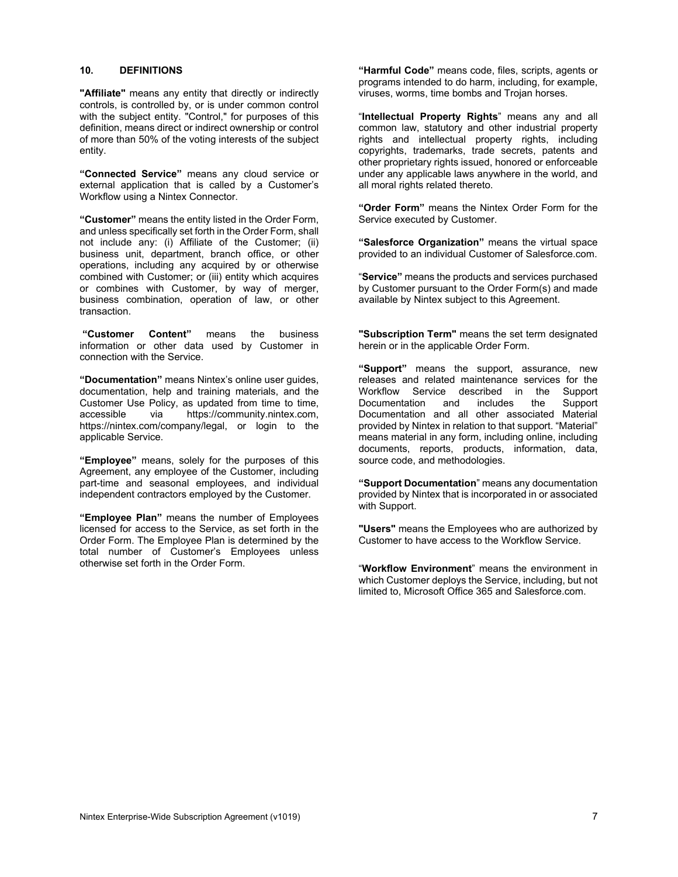## 10. DEFINITIONS

**"Affiliate"** means any entity that directly or indirectly controls, is controlled by, or is under common control with the subject entity. "Control," for purposes of this definition, means direct or indirect ownership or control of more than 50% of the voting interests of the subject entity.

**"Connected Service"** means any cloud service or external application that is called by a Customer's Workflow using a Nintex Connector.

**"Customer"** means the entity listed in the Order Form, and unless specifically set forth in the Order Form, shall not include any: (i) Affiliate of the Customer; (ii) business unit, department, branch office, or other operations, including any acquired by or otherwise combined with Customer; or (iii) entity which acquires or combines with Customer, by way of merger, business combination, operation of law, or other transaction.

**"Customer Content"** means the business information or other data used by Customer in connection with the Service.

**"Documentation"** means Nintex's online user guides, documentation, help and training materials, and the Customer Use Policy, as updated from time to time, accessible via https://community.nintex.com, https://nintex.com/company/legal, or login to the applicable Service.

**"Employee"** means, solely for the purposes of this Agreement, any employee of the Customer, including part-time and seasonal employees, and individual independent contractors employed by the Customer.

**"Employee Plan"** means the number of Employees licensed for access to the Service, as set forth in the Order Form. The Employee Plan is determined by the total number of Customer's Employees unless otherwise set forth in the Order Form.

**"Harmful Code"** means code, files, scripts, agents or programs intended to do harm, including, for example, viruses, worms, time bombs and Trojan horses.

"**Intellectual Property Rights**" means any and all common law, statutory and other industrial property rights and intellectual property rights, including copyrights, trademarks, trade secrets, patents and other proprietary rights issued, honored or enforceable under any applicable laws anywhere in the world, and all moral rights related thereto.

**"Order Form"** means the Nintex Order Form for the Service executed by Customer.

**"Salesforce Organization"** means the virtual space provided to an individual Customer of Salesforce.com.

"**Service"** means the products and services purchased by Customer pursuant to the Order Form(s) and made available by Nintex subject to this Agreement.

**"Subscription Term"** means the set term designated herein or in the applicable Order Form.

**"Support"** means the support, assurance, new releases and related maintenance services for the Workflow Service described in the Support Documentation and includes the Support Documentation and all other associated Material provided by Nintex in relation to that support. "Material" means material in any form, including online, including documents, reports, products, information, data, source code, and methodologies.

**"Support Documentation**" means any documentation provided by Nintex that is incorporated in or associated with Support.

**"Users"** means the Employees who are authorized by Customer to have access to the Workflow Service.

"**Workflow Environment**" means the environment in which Customer deploys the Service, including, but not limited to, Microsoft Office 365 and Salesforce.com.